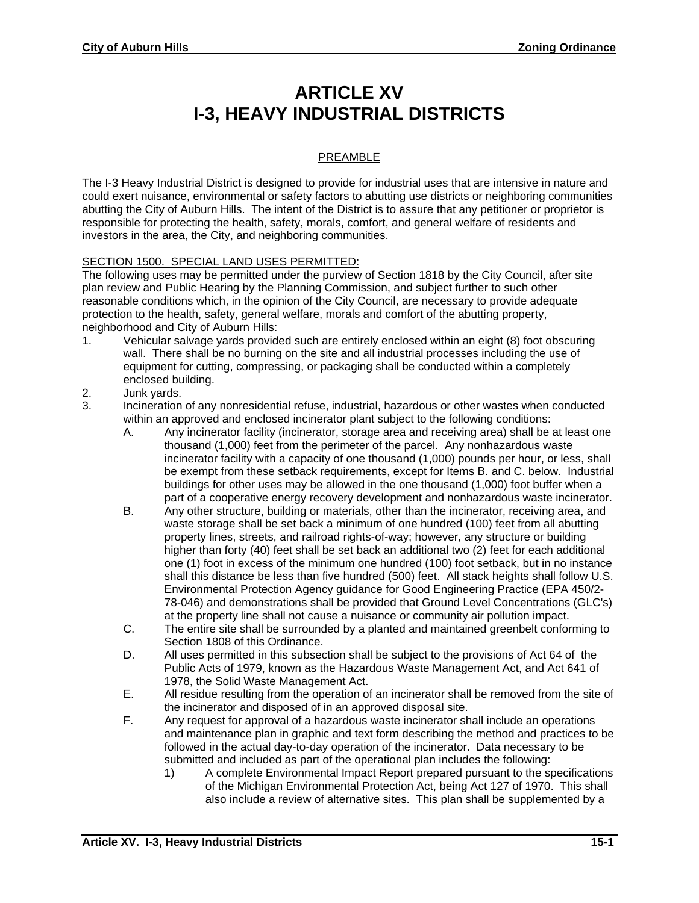# ARTICLE XV
# I-3, HEAVY INDUSTRIAL DISTRICTS

PREAMBLE

The I-3 Heavy Industrial District is designed to provide for industrial uses that are intensive in nature and could exert nuisance, environmental or safety factors to abutting use districts or neighboring communities abutting the City of Auburn Hills. The intent of the District is to assure that any petitioner or proprietor is responsible for protecting the health, safety, morals, comfort, and general welfare of residents and investors in the area, the City, and neighboring communities.

SECTION 1500. SPECIAL LAND USES PERMITTED:

The following uses may be permitted under the purview of Section 1818 by the City Council, after site plan review and Public Hearing by the Planning Commission, and subject further to such other reasonable conditions which, in the opinion of the City Council, are necessary to provide adequate protection to the health, safety, general welfare, morals and comfort of the abutting property, neighborhood and City of Auburn Hills:

1. Vehicular salvage yards provided such are entirely enclosed within an eight (8) foot obscuring wall. There shall be no burning on the site and all industrial processes including the use of equipment for cutting, compressing, or packaging shall be conducted within a completely enclosed building.
2. Junk yards.
3. Incineration of any nonresidential refuse, industrial, hazardous or other wastes when conducted within an approved and enclosed incinerator plant subject to the following conditions:
   - A. Any incinerator facility (incinerator, storage area and receiving area) shall be at least one thousand (1,000) feet from the perimeter of the parcel. Any nonhazardous waste incinerator facility with a capacity of one thousand (1,000) pounds per hour, or less, shall be exempt from these setback requirements, except for Items B. and C. below. Industrial buildings for other uses may be allowed in the one thousand (1,000) foot buffer when a part of a cooperative energy recovery development and nonhazardous waste incinerator.
   - B. Any other structure, building or materials, other than the incinerator, receiving area, and waste storage shall be set back a minimum of one hundred (100) feet from all abutting property lines, streets, and railroad rights-of-way; however, any structure or building higher than forty (40) feet shall be set back an additional two (2) feet for each additional one (1) foot in excess of the minimum one hundred (100) foot setback, but in no instance shall this distance be less than five hundred (500) feet. All stack heights shall follow U.S. Environmental Protection Agency guidance for Good Engineering Practice (EPA 450/2-78-046) and demonstrations shall be provided that Ground Level Concentrations (GLC's) at the property line shall not cause a nuisance or community air pollution impact.
   - C. The entire site shall be surrounded by a planted and maintained greenbelt conforming to Section 1808 of this Ordinance.
   - D. All uses permitted in this subsection shall be subject to the provisions of Act 64 of the Public Acts of 1979, known as the Hazardous Waste Management Act, and Act 641 of 1978, the Solid Waste Management Act.
   - E. All residue resulting from the operation of an incinerator shall be removed from the site of the incinerator and disposed of in an approved disposal site.
   - F. Any request for approval of a hazardous waste incinerator shall include an operations and maintenance plan in graphic and text form describing the method and practices to be followed in the actual day-to-day operation of the incinerator. Data necessary to be submitted and included as part of the operational plan includes the following:
     1) A complete Environmental Impact Report prepared pursuant to the specifications of the Michigan Environmental Protection Act, being Act 127 of 1970. This shall also include a review of alternative sites. This plan shall be supplemented by a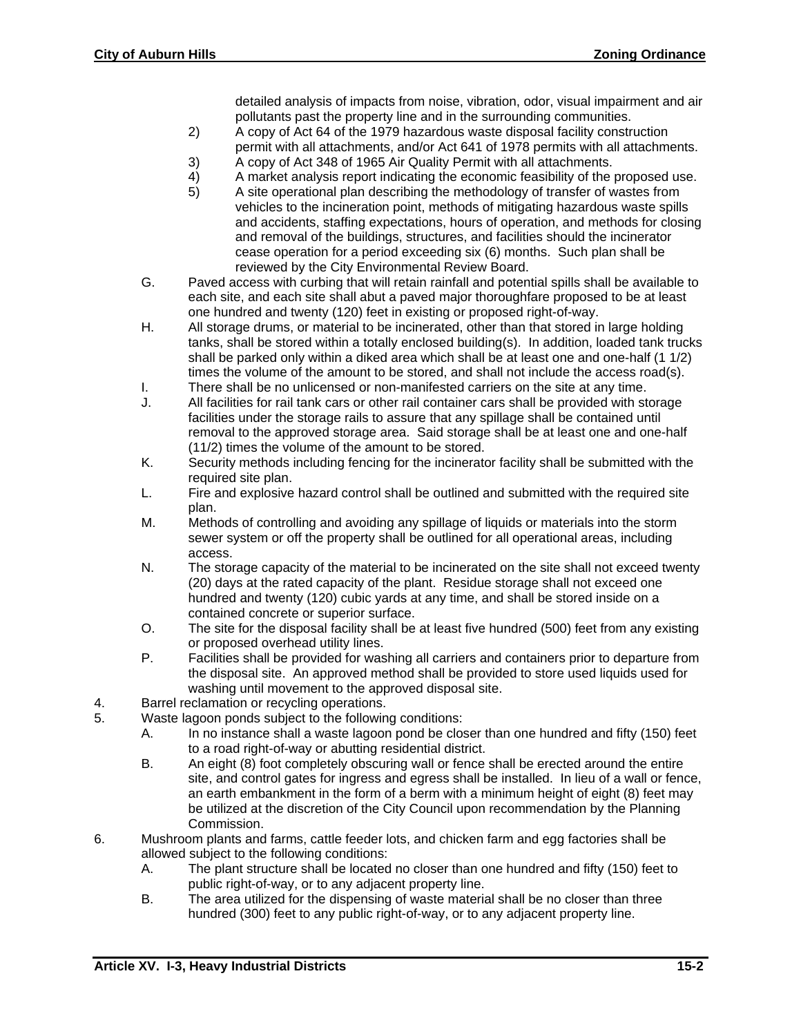detailed analysis of impacts from noise, vibration, odor, visual impairment and air pollutants past the property line and in the surrounding communities.

   2) A copy of Act 64 of the 1979 hazardous waste disposal facility construction permit with all attachments, and/or Act 641 of 1978 permits with all attachments.
   3) A copy of Act 348 of 1965 Air Quality Permit with all attachments.
   4) A market analysis report indicating the economic feasibility of the proposed use.
   5) A site operational plan describing the methodology of transfer of wastes from vehicles to the incineration point, methods of mitigating hazardous waste spills and accidents, staffing expectations, hours of operation, and methods for closing and removal of the buildings, structures, and facilities should the incinerator cease operation for a period exceeding six (6) months. Such plan shall be reviewed by the City Environmental Review Board.

   G. Paved access with curbing that will retain rainfall and potential spills shall be available to each site, and each site shall abut a paved major thoroughfare proposed to be at least one hundred and twenty (120) feet in existing or proposed right-of-way.
   H. All storage drums, or material to be incinerated, other than that stored in large holding tanks, shall be stored within a totally enclosed building(s). In addition, loaded tank trucks shall be parked only within a diked area which shall be at least one and one-half (1 1/2) times the volume of the amount to be stored, and shall not include the access road(s).
   I. There shall be no unlicensed or non-manifested carriers on the site at any time.
   J. All facilities for rail tank cars or other rail container cars shall be provided with storage facilities under the storage rails to assure that any spillage shall be contained until removal to the approved storage area. Said storage shall be at least one and one-half (11/2) times the volume of the amount to be stored.
   K. Security methods including fencing for the incinerator facility shall be submitted with the required site plan.
   L. Fire and explosive hazard control shall be outlined and submitted with the required site plan.
   M. Methods of controlling and avoiding any spillage of liquids or materials into the storm sewer system or off the property shall be outlined for all operational areas, including access.
   N. The storage capacity of the material to be incinerated on the site shall not exceed twenty (20) days at the rated capacity of the plant. Residue storage shall not exceed one hundred and twenty (120) cubic yards at any time, and shall be stored inside on a contained concrete or superior surface.
   O. The site for the disposal facility shall be at least five hundred (500) feet from any existing or proposed overhead utility lines.
   P. Facilities shall be provided for washing all carriers and containers prior to departure from the disposal site. An approved method shall be provided to store used liquids used for washing until movement to the approved disposal site.

4. Barrel reclamation or recycling operations.
5. Waste lagoon ponds subject to the following conditions:
   A. In no instance shall a waste lagoon pond be closer than one hundred and fifty (150) feet to a road right-of-way or abutting residential district.
   B. An eight (8) foot completely obscuring wall or fence shall be erected around the entire site, and control gates for ingress and egress shall be installed. In lieu of a wall or fence, an earth embankment in the form of a berm with a minimum height of eight (8) feet may be utilized at the discretion of the City Council upon recommendation by the Planning Commission.
6. Mushroom plants and farms, cattle feeder lots, and chicken farm and egg factories shall be allowed subject to the following conditions:
   A. The plant structure shall be located no closer than one hundred and fifty (150) feet to public right-of-way, or to any adjacent property line.
   B. The area utilized for the dispensing of waste material shall be no closer than three hundred (300) feet to any public right-of-way, or to any adjacent property line.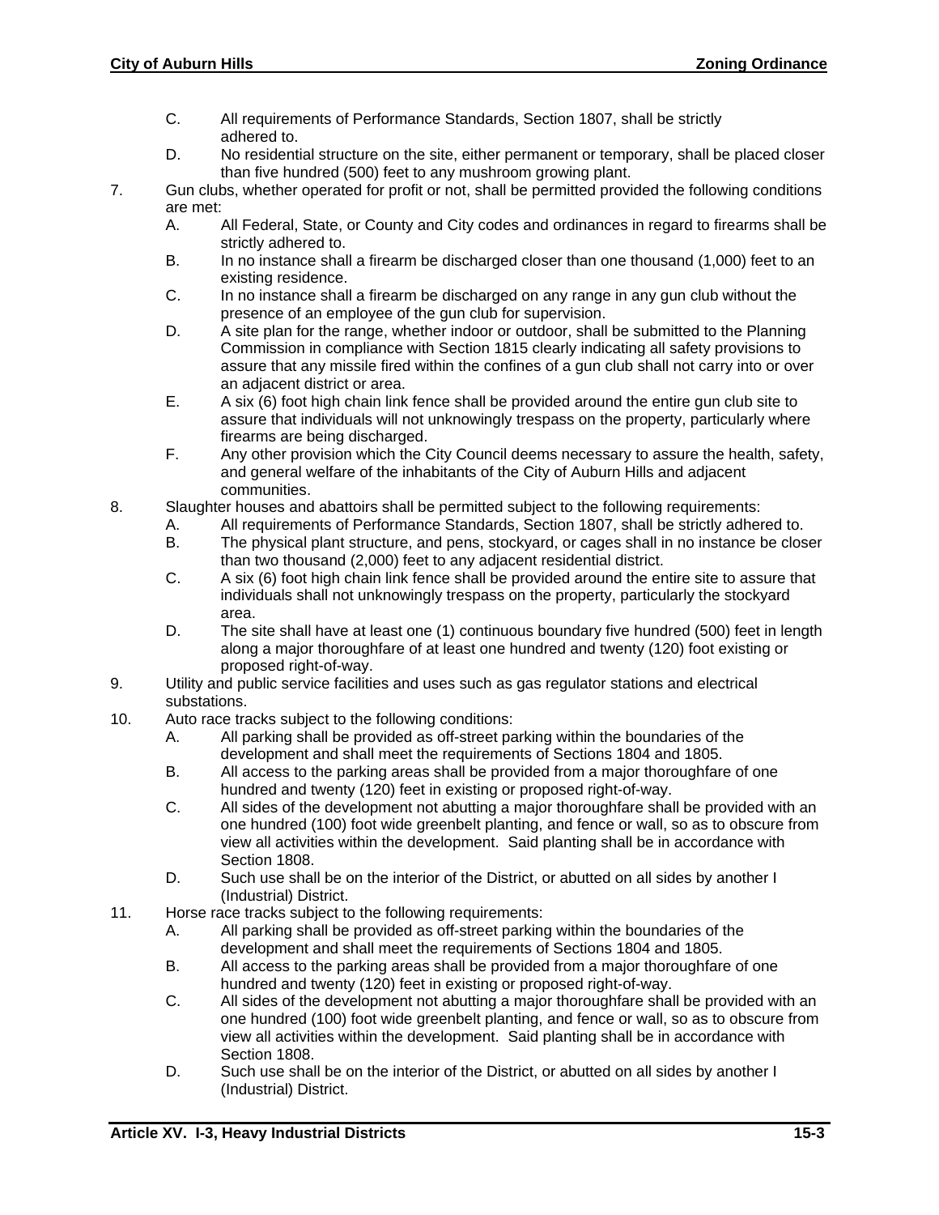C. All requirements of Performance Standards, Section 1807, shall be strictly adhered to.

D. No residential structure on the site, either permanent or temporary, shall be placed closer than five hundred (500) feet to any mushroom growing plant.

7. Gun clubs, whether operated for profit or not, shall be permitted provided the following conditions are met:

   A. All Federal, State, or County and City codes and ordinances in regard to firearms shall be strictly adhered to.

   B. In no instance shall a firearm be discharged closer than one thousand (1,000) feet to an existing residence.

   C. In no instance shall a firearm be discharged on any range in any gun club without the presence of an employee of the gun club for supervision.

   D. A site plan for the range, whether indoor or outdoor, shall be submitted to the Planning Commission in compliance with Section 1815 clearly indicating all safety provisions to assure that any missile fired within the confines of a gun club shall not carry into or over an adjacent district or area.

   E. A six (6) foot high chain link fence shall be provided around the entire gun club site to assure that individuals will not unknowingly trespass on the property, particularly where firearms are being discharged.

   F. Any other provision which the City Council deems necessary to assure the health, safety, and general welfare of the inhabitants of the City of Auburn Hills and adjacent communities.

8. Slaughter houses and abattoirs shall be permitted subject to the following requirements:

   A. All requirements of Performance Standards, Section 1807, shall be strictly adhered to.

   B. The physical plant structure, and pens, stockyard, or cages shall in no instance be closer than two thousand (2,000) feet to any adjacent residential district.

   C. A six (6) foot high chain link fence shall be provided around the entire site to assure that individuals shall not unknowingly trespass on the property, particularly the stockyard area.

   D. The site shall have at least one (1) continuous boundary five hundred (500) feet in length along a major thoroughfare of at least one hundred and twenty (120) foot existing or proposed right-of-way.

9. Utility and public service facilities and uses such as gas regulator stations and electrical substations.

10. Auto race tracks subject to the following conditions:

    A. All parking shall be provided as off-street parking within the boundaries of the development and shall meet the requirements of Sections 1804 and 1805.

    B. All access to the parking areas shall be provided from a major thoroughfare of one hundred and twenty (120) feet in existing or proposed right-of-way.

    C. All sides of the development not abutting a major thoroughfare shall be provided with an one hundred (100) foot wide greenbelt planting, and fence or wall, so as to obscure from view all activities within the development. Said planting shall be in accordance with Section 1808.

    D. Such use shall be on the interior of the District, or abutted on all sides by another I (Industrial) District.

11. Horse race tracks subject to the following requirements:

    A. All parking shall be provided as off-street parking within the boundaries of the development and shall meet the requirements of Sections 1804 and 1805.

    B. All access to the parking areas shall be provided from a major thoroughfare of one hundred and twenty (120) feet in existing or proposed right-of-way.

    C. All sides of the development not abutting a major thoroughfare shall be provided with an one hundred (100) foot wide greenbelt planting, and fence or wall, so as to obscure from view all activities within the development. Said planting shall be in accordance with Section 1808.

    D. Such use shall be on the interior of the District, or abutted on all sides by another I (Industrial) District.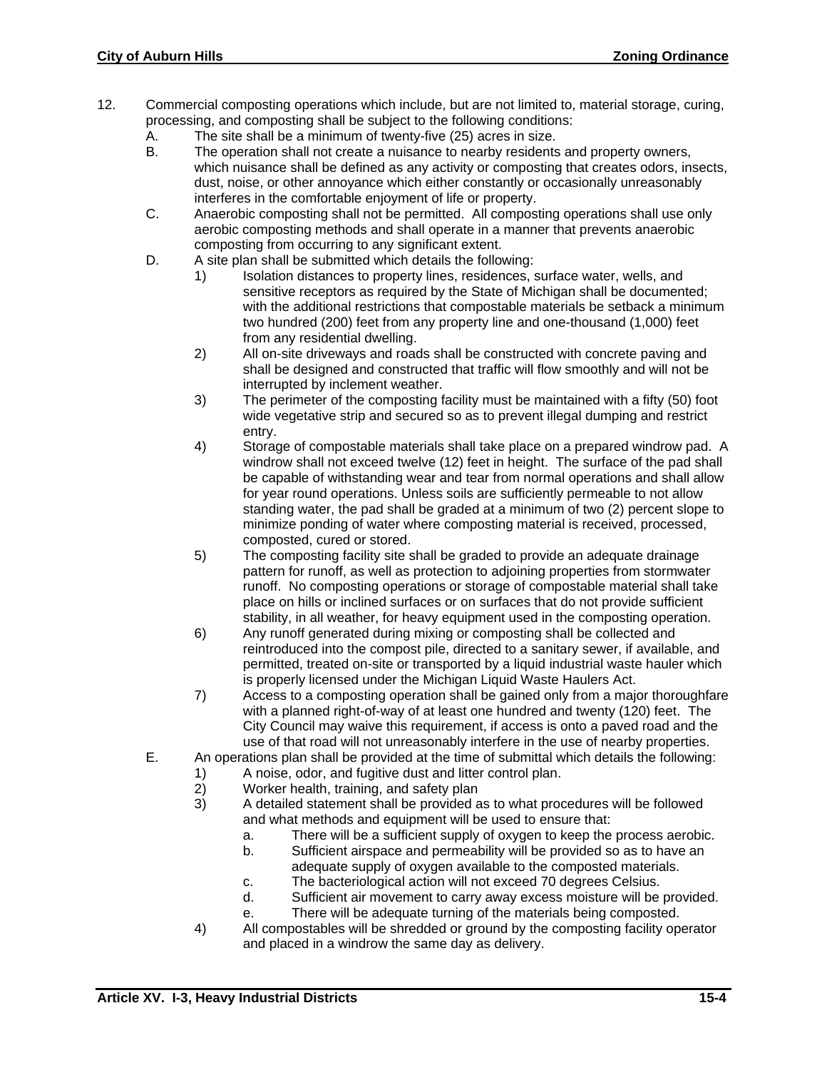12. Commercial composting operations which include, but are not limited to, material storage, curing, processing, and composting shall be subject to the following conditions:
   A. The site shall be a minimum of twenty-five (25) acres in size.
   B. The operation shall not create a nuisance to nearby residents and property owners, which nuisance shall be defined as any activity or composting that creates odors, insects, dust, noise, or other annoyance which either constantly or occasionally unreasonably interferes in the comfortable enjoyment of life or property.
   C. Anaerobic composting shall not be permitted. All composting operations shall use only aerobic composting methods and shall operate in a manner that prevents anaerobic composting from occurring to any significant extent.
   D. A site plan shall be submitted which details the following:
      1) Isolation distances to property lines, residences, surface water, wells, and sensitive receptors as required by the State of Michigan shall be documented; with the additional restrictions that compostable materials be setback a minimum two hundred (200) feet from any property line and one-thousand (1,000) feet from any residential dwelling.
      2) All on-site driveways and roads shall be constructed with concrete paving and shall be designed and constructed that traffic will flow smoothly and will not be interrupted by inclement weather.
      3) The perimeter of the composting facility must be maintained with a fifty (50) foot wide vegetative strip and secured so as to prevent illegal dumping and restrict entry.
      4) Storage of compostable materials shall take place on a prepared windrow pad. A windrow shall not exceed twelve (12) feet in height. The surface of the pad shall be capable of withstanding wear and tear from normal operations and shall allow for year round operations. Unless soils are sufficiently permeable to not allow standing water, the pad shall be graded at a minimum of two (2) percent slope to minimize ponding of water where composting material is received, processed, composted, cured or stored.
      5) The composting facility site shall be graded to provide an adequate drainage pattern for runoff, as well as protection to adjoining properties from stormwater runoff. No composting operations or storage of compostable material shall take place on hills or inclined surfaces or on surfaces that do not provide sufficient stability, in all weather, for heavy equipment used in the composting operation.
      6) Any runoff generated during mixing or composting shall be collected and reintroduced into the compost pile, directed to a sanitary sewer, if available, and permitted, treated on-site or transported by a liquid industrial waste hauler which is properly licensed under the Michigan Liquid Waste Haulers Act.
      7) Access to a composting operation shall be gained only from a major thoroughfare with a planned right-of-way of at least one hundred and twenty (120) feet. The City Council may waive this requirement, if access is onto a paved road and the use of that road will not unreasonably interfere in the use of nearby properties.
   E. An operations plan shall be provided at the time of submittal which details the following:
      1) A noise, odor, and fugitive dust and litter control plan.
      2) Worker health, training, and safety plan
      3) A detailed statement shall be provided as to what procedures will be followed and what methods and equipment will be used to ensure that:
         a. There will be a sufficient supply of oxygen to keep the process aerobic.
         b. Sufficient airspace and permeability will be provided so as to have an adequate supply of oxygen available to the composted materials.
         c. The bacteriological action will not exceed 70 degrees Celsius.
         d. Sufficient air movement to carry away excess moisture will be provided.
         e. There will be adequate turning of the materials being composted.
      4) All compostables will be shredded or ground by the composting facility operator and placed in a windrow the same day as delivery.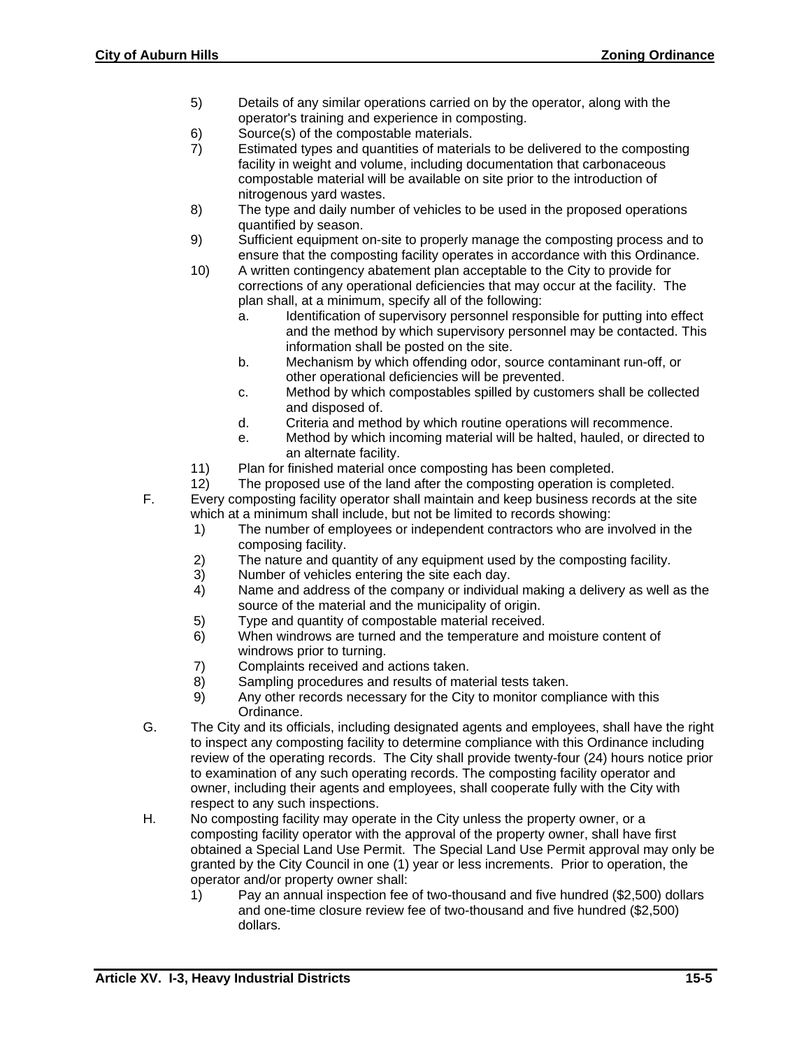5) Details of any similar operations carried on by the operator, along with the operator's training and experience in composting.
6) Source(s) of the compostable materials.
7) Estimated types and quantities of materials to be delivered to the composting facility in weight and volume, including documentation that carbonaceous compostable material will be available on site prior to the introduction of nitrogenous yard wastes.
8) The type and daily number of vehicles to be used in the proposed operations quantified by season.
9) Sufficient equipment on-site to properly manage the composting process and to ensure that the composting facility operates in accordance with this Ordinance.
10) A written contingency abatement plan acceptable to the City to provide for corrections of any operational deficiencies that may occur at the facility. The plan shall, at a minimum, specify all of the following:
    a. Identification of supervisory personnel responsible for putting into effect and the method by which supervisory personnel may be contacted. This information shall be posted on the site.
    b. Mechanism by which offending odor, source contaminant run-off, or other operational deficiencies will be prevented.
    c. Method by which compostables spilled by customers shall be collected and disposed of.
    d. Criteria and method by which routine operations will recommence.
    e. Method by which incoming material will be halted, hauled, or directed to an alternate facility.
11) Plan for finished material once composting has been completed.
12) The proposed use of the land after the composting operation is completed.

F. Every composting facility operator shall maintain and keep business records at the site which at a minimum shall include, but not be limited to records showing:
1) The number of employees or independent contractors who are involved in the composing facility.
2) The nature and quantity of any equipment used by the composting facility.
3) Number of vehicles entering the site each day.
4) Name and address of the company or individual making a delivery as well as the source of the material and the municipality of origin.
5) Type and quantity of compostable material received.
6) When windrows are turned and the temperature and moisture content of windrows prior to turning.
7) Complaints received and actions taken.
8) Sampling procedures and results of material tests taken.
9) Any other records necessary for the City to monitor compliance with this Ordinance.

G. The City and its officials, including designated agents and employees, shall have the right to inspect any composting facility to determine compliance with this Ordinance including review of the operating records. The City shall provide twenty-four (24) hours notice prior to examination of any such operating records. The composting facility operator and owner, including their agents and employees, shall cooperate fully with the City with respect to any such inspections.

H. No composting facility may operate in the City unless the property owner, or a composting facility operator with the approval of the property owner, shall have first obtained a Special Land Use Permit. The Special Land Use Permit approval may only be granted by the City Council in one (1) year or less increments. Prior to operation, the operator and/or property owner shall:
1) Pay an annual inspection fee of two-thousand and five hundred ($2,500) dollars and one-time closure review fee of two-thousand and five hundred ($2,500) dollars.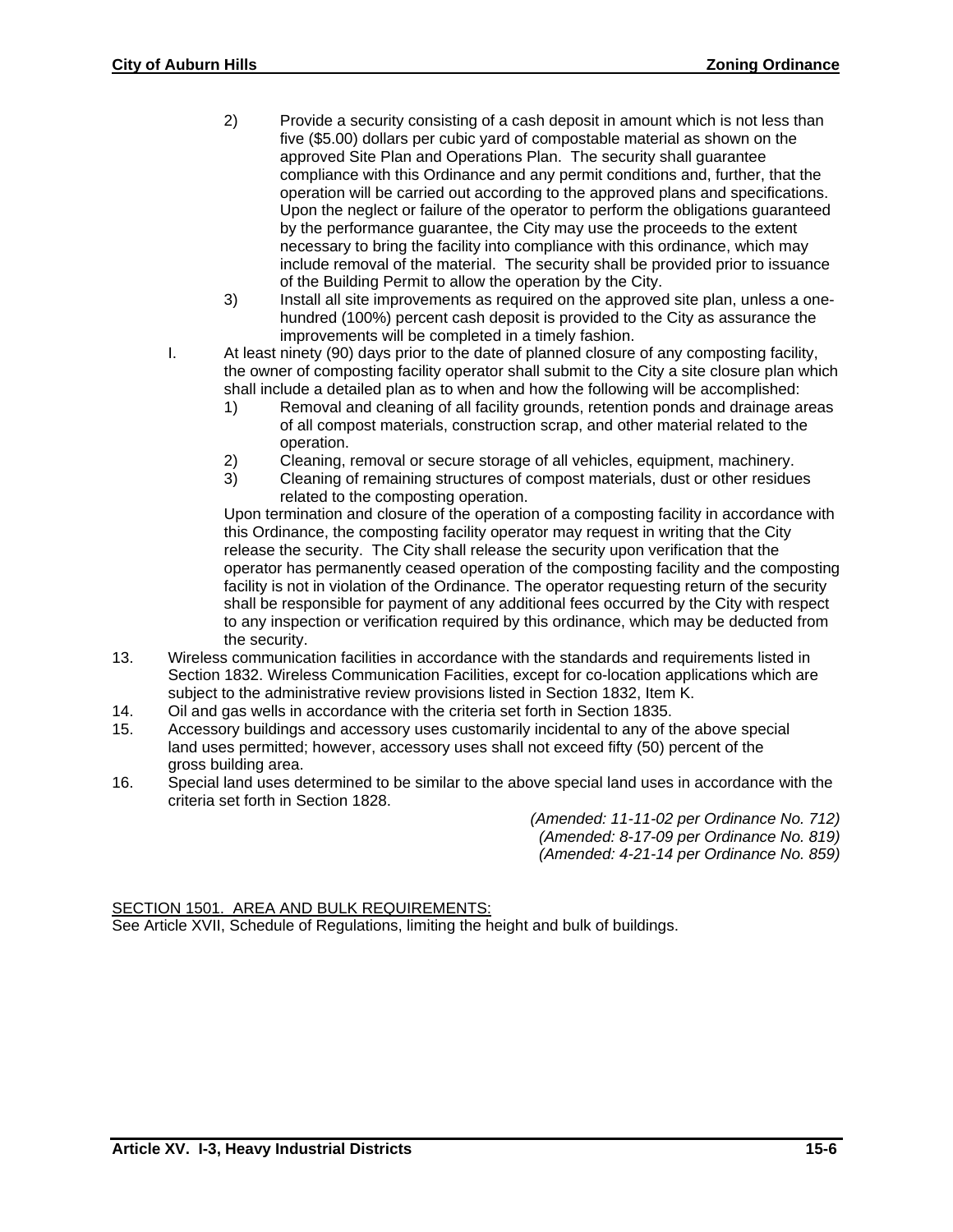2) Provide a security consisting of a cash deposit in amount which is not less than five ($5.00) dollars per cubic yard of compostable material as shown on the approved Site Plan and Operations Plan. The security shall guarantee compliance with this Ordinance and any permit conditions and, further, that the operation will be carried out according to the approved plans and specifications. Upon the neglect or failure of the operator to perform the obligations guaranteed by the performance guarantee, the City may use the proceeds to the extent necessary to bring the facility into compliance with this ordinance, which may include removal of the material. The security shall be provided prior to issuance of the Building Permit to allow the operation by the City.

3) Install all site improvements as required on the approved site plan, unless a one-hundred (100%) percent cash deposit is provided to the City as assurance the improvements will be completed in a timely fashion.

I. At least ninety (90) days prior to the date of planned closure of any composting facility, the owner of composting facility operator shall submit to the City a site closure plan which shall include a detailed plan as to when and how the following will be accomplished:

1) Removal and cleaning of all facility grounds, retention ponds and drainage areas of all compost materials, construction scrap, and other material related to the operation.
2) Cleaning, removal or secure storage of all vehicles, equipment, machinery.
3) Cleaning of remaining structures of compost materials, dust or other residues related to the composting operation.

Upon termination and closure of the operation of a composting facility in accordance with this Ordinance, the composting facility operator may request in writing that the City release the security. The City shall release the security upon verification that the operator has permanently ceased operation of the composting facility and the composting facility is not in violation of the Ordinance. The operator requesting return of the security shall be responsible for payment of any additional fees occurred by the City with respect to any inspection or verification required by this ordinance, which may be deducted from the security.

13. Wireless communication facilities in accordance with the standards and requirements listed in Section 1832. Wireless Communication Facilities, except for co-location applications which are subject to the administrative review provisions listed in Section 1832, Item K.
14. Oil and gas wells in accordance with the criteria set forth in Section 1835.
15. Accessory buildings and accessory uses customarily incidental to any of the above special land uses permitted; however, accessory uses shall not exceed fifty (50) percent of the gross building area.
16. Special land uses determined to be similar to the above special land uses in accordance with the criteria set forth in Section 1828.

*(Amended: 11-11-02 per Ordinance No. 712)*
*(Amended: 8-17-09 per Ordinance No. 819)*
*(Amended: 4-21-14 per Ordinance No. 859)*

SECTION 1501. AREA AND BULK REQUIREMENTS:

See Article XVII, Schedule of Regulations, limiting the height and bulk of buildings.